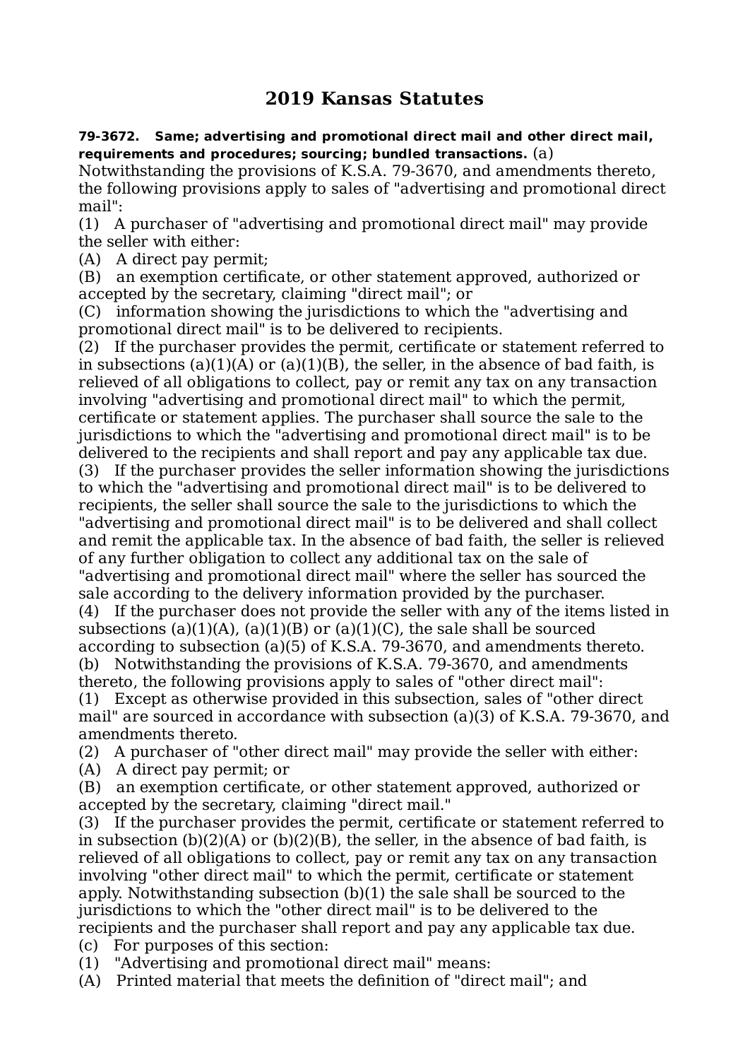# 2019 Kansas Statutes

**79-3672. Same; advertising and promotional direct mail and other direct mail, requirements and procedures; sourcing; bundled transactions.** (a) Notwithstanding the provisions of K.S.A. 79-3670, and amendments thereto, the following provisions apply to sales of "advertising and promotional direct mail":

(1) A purchaser of "advertising and promotional direct mail" may provide the seller with either:

(A) A direct pay permit;

(B) an exemption certificate, or other statement approved, authorized or accepted by the secretary, claiming "direct mail"; or

(C) information showing the jurisdictions to which the "advertising and promotional direct mail" is to be delivered to recipients.

(2) If the purchaser provides the permit, certificate or statement referred to in subsections (a)(1)(A) or (a)(1)(B), the seller, in the absence of bad faith, is relieved of all obligations to collect, pay or remit any tax on any transaction involving "advertising and promotional direct mail" to which the permit, certificate or statement applies. The purchaser shall source the sale to the jurisdictions to which the "advertising and promotional direct mail" is to be delivered to the recipients and shall report and pay any applicable tax due.

(3) If the purchaser provides the seller information showing the jurisdictions to which the "advertising and promotional direct mail" is to be delivered to recipients, the seller shall source the sale to the jurisdictions to which the "advertising and promotional direct mail" is to be delivered and shall collect and remit the applicable tax. In the absence of bad faith, the seller is relieved of any further obligation to collect any additional tax on the sale of "advertising and promotional direct mail" where the seller has sourced the sale according to the delivery information provided by the purchaser.

(4) If the purchaser does not provide the seller with any of the items listed in subsections (a)(1)(A), (a)(1)(B) or (a)(1)(C), the sale shall be sourced according to subsection (a)(5) of K.S.A. 79-3670, and amendments thereto.

(b) Notwithstanding the provisions of K.S.A. 79-3670, and amendments thereto, the following provisions apply to sales of "other direct mail":

(1) Except as otherwise provided in this subsection, sales of "other direct mail" are sourced in accordance with subsection (a)(3) of K.S.A. 79-3670, and amendments thereto.

(2) A purchaser of "other direct mail" may provide the seller with either:

(A) A direct pay permit; or

(B) an exemption certificate, or other statement approved, authorized or accepted by the secretary, claiming "direct mail."

(3) If the purchaser provides the permit, certificate or statement referred to in subsection (b)(2)(A) or (b)(2)(B), the seller, in the absence of bad faith, is relieved of all obligations to collect, pay or remit any tax on any transaction involving "other direct mail" to which the permit, certificate or statement apply. Notwithstanding subsection (b)(1) the sale shall be sourced to the jurisdictions to which the "other direct mail" is to be delivered to the recipients and the purchaser shall report and pay any applicable tax due.

(c) For purposes of this section:

(1) "Advertising and promotional direct mail" means:

(A) Printed material that meets the definition of "direct mail"; and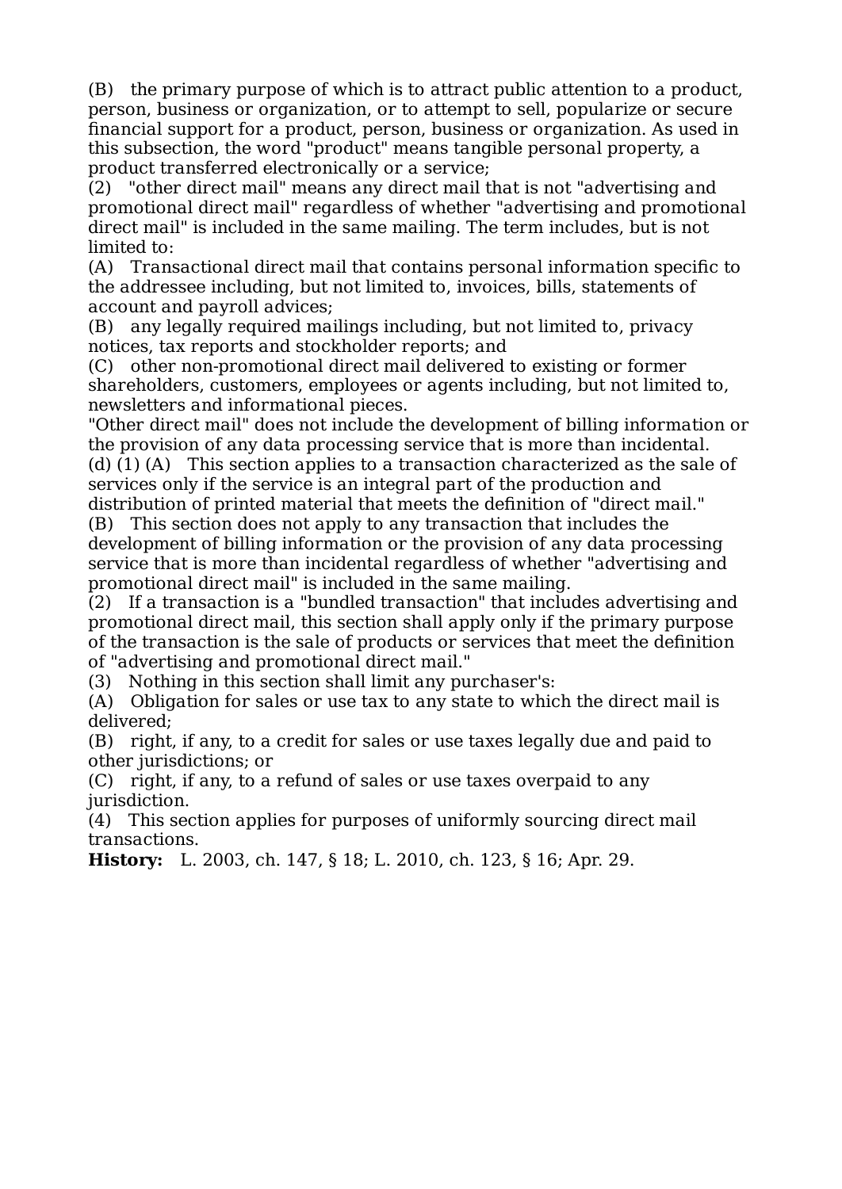(B) the primary purpose of which is to attract public attention to a product, person, business or organization, or to attempt to sell, popularize or secure financial support for a product, person, business or organization. As used in this subsection, the word "product" means tangible personal property, a product transferred electronically or a service;

(2) "other direct mail" means any direct mail that is not "advertising and promotional direct mail" regardless of whether "advertising and promotional direct mail" is included in the same mailing. The term includes, but is not limited to:

(A) Transactional direct mail that contains personal information specific to the addressee including, but not limited to, invoices, bills, statements of account and payroll advices;

(B) any legally required mailings including, but not limited to, privacy notices, tax reports and stockholder reports; and

(C) other non-promotional direct mail delivered to existing or former shareholders, customers, employees or agents including, but not limited to, newsletters and informational pieces.

"Other direct mail" does not include the development of billing information or the provision of any data processing service that is more than incidental.

(d) (1) (A) This section applies to a transaction characterized as the sale of services only if the service is an integral part of the production and distribution of printed material that meets the definition of "direct mail."

(B) This section does not apply to any transaction that includes the development of billing information or the provision of any data processing service that is more than incidental regardless of whether "advertising and promotional direct mail" is included in the same mailing.

(2) If a transaction is a "bundled transaction" that includes advertising and promotional direct mail, this section shall apply only if the primary purpose of the transaction is the sale of products or services that meet the definition of "advertising and promotional direct mail."

(3) Nothing in this section shall limit any purchaser's:

(A) Obligation for sales or use tax to any state to which the direct mail is delivered;

(B) right, if any, to a credit for sales or use taxes legally due and paid to other jurisdictions; or

(C) right, if any, to a refund of sales or use taxes overpaid to any jurisdiction.

(4) This section applies for purposes of uniformly sourcing direct mail transactions.

**History:** L. 2003, ch. 147, § 18; L. 2010, ch. 123, § 16; Apr. 29.